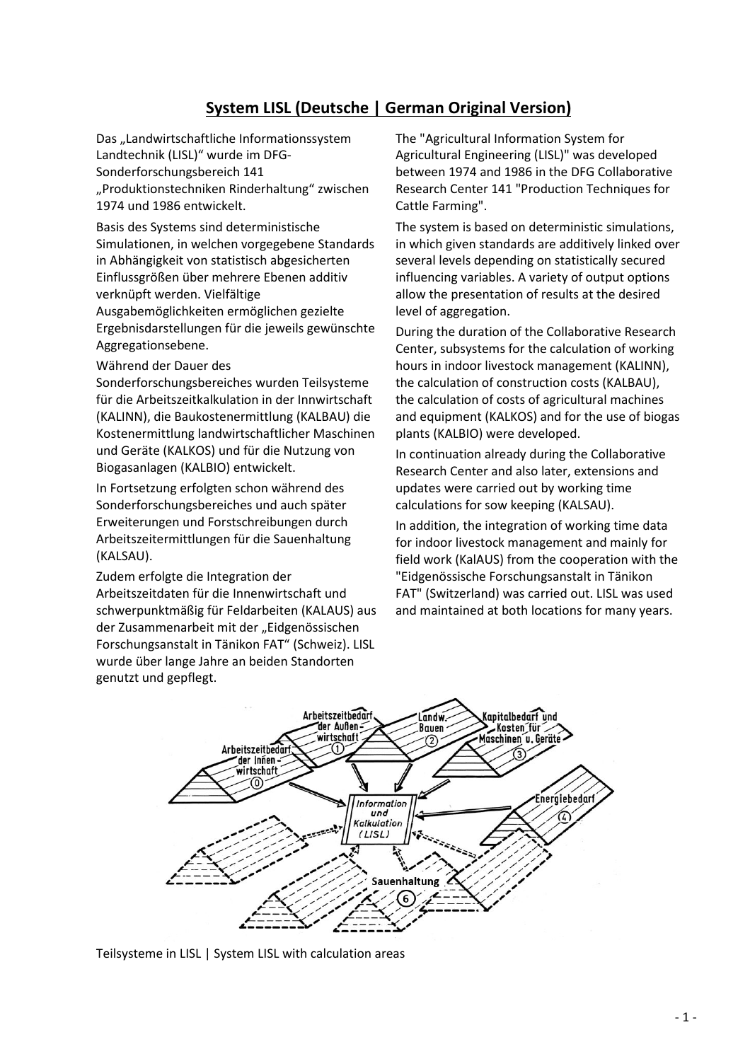# System LISL (Deutsche | German Original Version)

Das „Landwirtschaftliche Informationssystem Landtechnik (LISL)" wurde im DFG-Sonderforschungsbereich 141 „Produktionstechniken Rinderhaltung" zwischen 1974 und 1986 entwickelt.

Basis des Systems sind deterministische Simulationen, in welchen vorgegebene Standards in Abhängigkeit von statistisch abgesicherten Einflussgrößen über mehrere Ebenen additiv verknüpft werden. Vielfältige Ausgabemöglichkeiten ermöglichen gezielte Ergebnisdarstellungen für die jeweils gewünschte Aggregationsebene.

Während der Dauer des Sonderforschungsbereiches wurden Teilsysteme für die Arbeitszeitkalkulation in der Innwirtschaft (KALINN), die Baukostenermittlung (KALBAU) die Kostenermittlung landwirtschaftlicher Maschinen und Geräte (KALKOS) und für die Nutzung von Biogasanlagen (KALBIO) entwickelt.

In Fortsetzung erfolgten schon während des Sonderforschungsbereiches und auch später Erweiterungen und Forstschreibungen durch Arbeitszeitermittlungen für die Sauenhaltung (KALSAU).

Zudem erfolgte die Integration der Arbeitszeitdaten für die Innenwirtschaft und schwerpunktmäßig für Feldarbeiten (KALAUS) aus der Zusammenarbeit mit der „Eidgenössischen Forschungsanstalt in Tänikon FAT" (Schweiz). LISL wurde über lange Jahre an beiden Standorten genutzt und gepflegt.

The "Agricultural Information System for Agricultural Engineering (LISL)" was developed between 1974 and 1986 in the DFG Collaborative Research Center 141 "Production Techniques for Cattle Farming".

The system is based on deterministic simulations, in which given standards are additively linked over several levels depending on statistically secured influencing variables. A variety of output options allow the presentation of results at the desired level of aggregation.

During the duration of the Collaborative Research Center, subsystems for the calculation of working hours in indoor livestock management (KALINN), the calculation of construction costs (KALBAU), the calculation of costs of agricultural machines and equipment (KALKOS) and for the use of biogas plants (KALBIO) were developed.

In continuation already during the Collaborative Research Center and also later, extensions and updates were carried out by working time calculations for sow keeping (KALSAU).

In addition, the integration of working time data for indoor livestock management and mainly for field work (KalAUS) from the cooperation with the "Eidgenössische Forschungsanstalt in Tänikon FAT" (Switzerland) was carried out. LISL was used and maintained at both locations for many years.

Teilsysteme in LISL | System LISL with calculation areas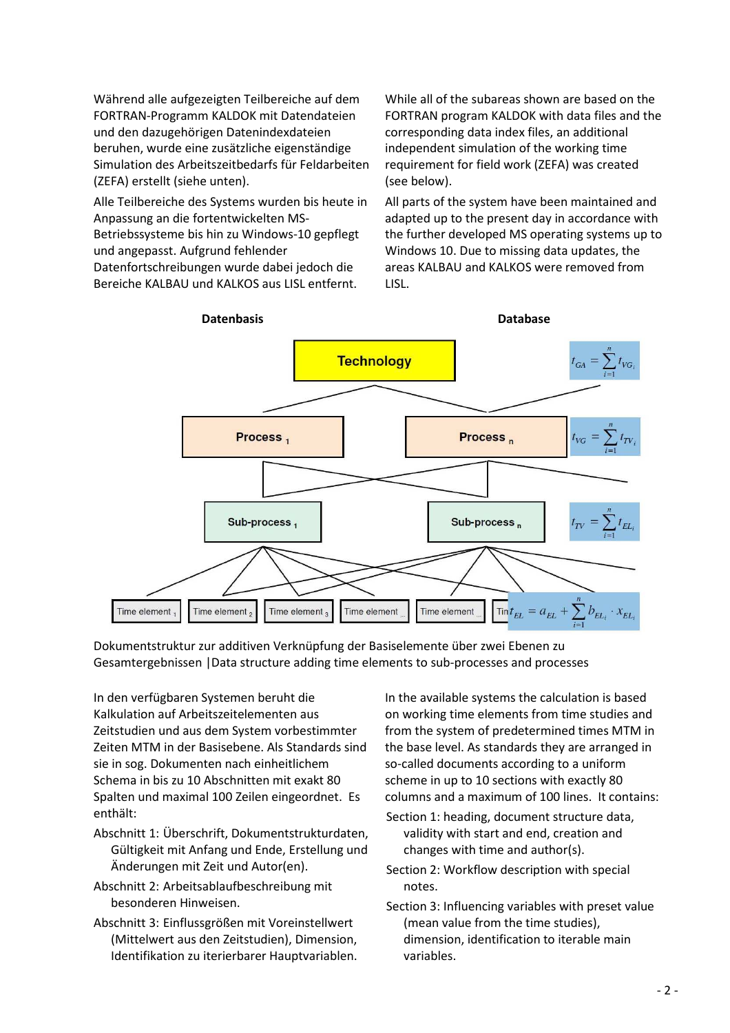Während alle aufgezeigten Teilbereiche auf dem FORTRAN-Programm KALDOK mit Datendateien und den dazugehörigen Datenindexdateien beruhen, wurde eine zusätzliche eigenständige Simulation des Arbeitszeitbedarfs für Feldarbeiten (ZEFA) erstellt (siehe unten).

Alle Teilbereiche des Systems wurden bis heute in Anpassung an die fortentwickelten MS-Betriebssysteme bis hin zu Windows-10 gepflegt und angepasst. Aufgrund fehlender Datenfortschreibungen wurde dabei jedoch die Bereiche KALBAU und KALKOS aus LISL entfernt.

While all of the subareas shown are based on the FORTRAN program KALDOK with data files and the corresponding data index files, an additional independent simulation of the working time requirement for field work (ZEFA) was created (see below).

All parts of the system have been maintained and adapted up to the present day in accordance with the further developed MS operating systems up to Windows 10. Due to missing data updates, the areas KALBAU and KALKOS were removed from LISL.

**Datenbasis** | **Database**

Technology — $t_{GA} = \sum_{i=1}^{n} t_{VG_i}$

Process 1 … Process n — $t_{VG} = \sum_{i=1}^{n} t_{TV_i}$

Sub-process 1 … Sub-process n — $t_{TV} = \sum_{i=1}^{n} t_{EL_i}$

Time element 1, Time element 2, Time element 3, Time element …, Time element …, Time … — $t_{EL} = a_{EL} + \sum_{i=1}^{n} b_{EL_i} \cdot x_{EL_i}$

Dokumentstruktur zur additiven Verknüpfung der Basiselemente über zwei Ebenen zu Gesamtergebnissen |Data structure adding time elements to sub-processes and processes

In den verfügbaren Systemen beruht die Kalkulation auf Arbeitszeitelementen aus Zeitstudien und aus dem System vorbestimmter Zeiten MTM in der Basisebene. Als Standards sind sie in sog. Dokumenten nach einheitlichem Schema in bis zu 10 Abschnitten mit exakt 80 Spalten und maximal 100 Zeilen eingeordnet. Es enthält:

- Abschnitt 1: Überschrift, Dokumentstrukturdaten, Gültigkeit mit Anfang und Ende, Erstellung und Änderungen mit Zeit und Autor(en).
- Abschnitt 2: Arbeitsablaufbeschreibung mit besonderen Hinweisen.
- Abschnitt 3: Einflussgrößen mit Voreinstellwert (Mittelwert aus den Zeitstudien), Dimension, Identifikation zu iterierbarer Hauptvariablen.

In the available systems the calculation is based on working time elements from time studies and from the system of predetermined times MTM in the base level. As standards they are arranged in so-called documents according to a uniform scheme in up to 10 sections with exactly 80 columns and a maximum of 100 lines. It contains:

- Section 1: heading, document structure data, validity with start and end, creation and changes with time and author(s).
- Section 2: Workflow description with special notes.
- Section 3: Influencing variables with preset value (mean value from the time studies), dimension, identification to iterable main variables.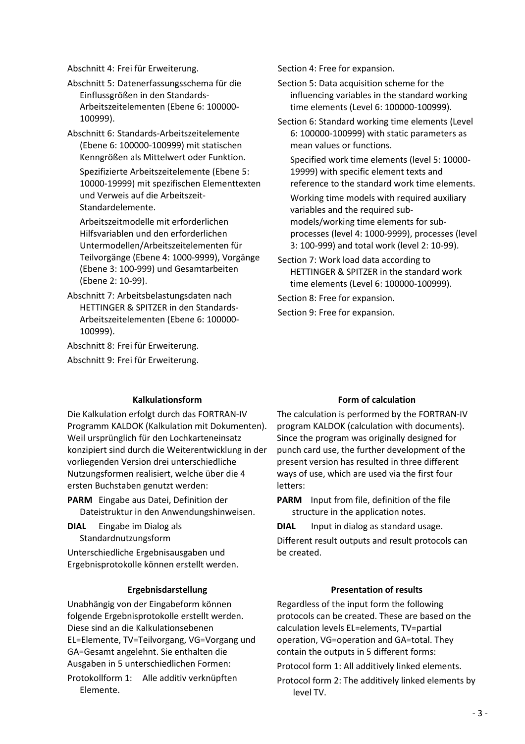Abschnitt 4: Frei für Erweiterung.

Abschnitt 5: Datenerfassungsschema für die Einflussgrößen in den Standards-Arbeitszeitelementen (Ebene 6: 100000-100999).

Abschnitt 6: Standards-Arbeitszeitelemente (Ebene 6: 100000-100999) mit statischen Kenngrößen als Mittelwert oder Funktion.

Spezifizierte Arbeitszeitelemente (Ebene 5: 10000-19999) mit spezifischen Elementtexten und Verweis auf die Arbeitszeit-Standardelemente.

Arbeitszeitmodelle mit erforderlichen Hilfsvariablen und den erforderlichen Untermodellen/Arbeitszeitelementen für Teilvorgänge (Ebene 4: 1000-9999), Vorgänge (Ebene 3: 100-999) und Gesamtarbeiten (Ebene 2: 10-99).

Abschnitt 7: Arbeitsbelastungsdaten nach HETTINGER & SPITZER in den Standards-Arbeitszeitelementen (Ebene 6: 100000-100999).

Abschnitt 8: Frei für Erweiterung.

Abschnitt 9: Frei für Erweiterung.

Section 4: Free for expansion.

Section 5: Data acquisition scheme for the influencing variables in the standard working time elements (Level 6: 100000-100999).

Section 6: Standard working time elements (Level 6: 100000-100999) with static parameters as mean values or functions.

Specified work time elements (level 5: 10000-19999) with specific element texts and reference to the standard work time elements.

Working time models with required auxiliary variables and the required sub-models/working time elements for sub-processes (level 4: 1000-9999), processes (level 3: 100-999) and total work (level 2: 10-99).

Section 7: Work load data according to HETTINGER & SPITZER in the standard work time elements (Level 6: 100000-100999).

Section 8: Free for expansion.

Section 9: Free for expansion.

### Kalkulationsform

Die Kalkulation erfolgt durch das FORTRAN-IV Programm KALDOK (Kalkulation mit Dokumenten). Weil ursprünglich für den Lochkarteneinsatz konzipiert sind durch die Weiterentwicklung in der vorliegenden Version drei unterschiedliche Nutzungsformen realisiert, welche über die 4 ersten Buchstaben genutzt werden:

**PARM** Eingabe aus Datei, Definition der Dateistruktur in den Anwendungshinweisen.

**DIAL** Eingabe im Dialog als Standardnutzungsform

Unterschiedliche Ergebnisausgaben und Ergebnisprotokolle können erstellt werden.

### Form of calculation

The calculation is performed by the FORTRAN-IV program KALDOK (calculation with documents). Since the program was originally designed for punch card use, the further development of the present version has resulted in three different ways of use, which are used via the first four letters:

**PARM** Input from file, definition of the file structure in the application notes.

**DIAL** Input in dialog as standard usage.

Different result outputs and result protocols can be created.

### Ergebnisdarstellung

Unabhängig von der Eingabeform können folgende Ergebnisprotokolle erstellt werden. Diese sind an die Kalkulationsebenen EL=Elemente, TV=Teilvorgang, VG=Vorgang und GA=Gesamt angelehnt. Sie enthalten die Ausgaben in 5 unterschiedlichen Formen:

Protokollform 1: Alle additiv verknüpften Elemente.

### Presentation of results

Regardless of the input form the following protocols can be created. These are based on the calculation levels EL=elements, TV=partial operation, VG=operation and GA=total. They contain the outputs in 5 different forms:

Protocol form 1: All additively linked elements.

Protocol form 2: The additively linked elements by level TV.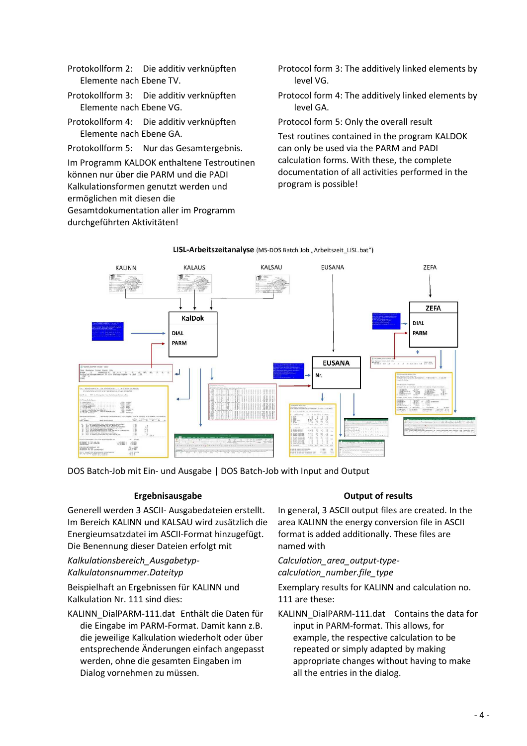Protokollform 2: Die additiv verknüpften Elemente nach Ebene TV.

Protokollform 3: Die additiv verknüpften Elemente nach Ebene VG.

Protokollform 4: Die additiv verknüpften Elemente nach Ebene GA.

Protokollform 5: Nur das Gesamtergebnis.

Im Programm KALDOK enthaltene Testroutinen können nur über die PARM und die PADI Kalkulationsformen genutzt werden und ermöglichen mit diesen die Gesamtdokumentation aller im Programm durchgeführten Aktivitäten!

Protocol form 3: The additively linked elements by level VG.

Protocol form 4: The additively linked elements by level GA.

Protocol form 5: Only the overall result

Test routines contained in the program KALDOK can only be used via the PARM and PADI calculation forms. With these, the complete documentation of all activities performed in the program is possible!

**LISL-Arbeitszeitanalyse** (MS-DOS Batch Job „Arbeitszeit_LISL.bat")

KALINN KALAUS KALSAU EUSANA ZEFA

KalDok DIAL PARM

ZEFA DIAL PARM

EUSANA Nr.

DOS Batch-Job mit Ein- und Ausgabe | DOS Batch-Job with Input and Output

### Ergebnisausgabe

Generell werden 3 ASCII- Ausgabedateien erstellt. Im Bereich KALINN und KALSAU wird zusätzlich die Energieumsatzdatei im ASCII-Format hinzugefügt. Die Benennung dieser Dateien erfolgt mit

*Kalkulationsbereich_Ausgabetyp-Kalkulatonsnummer.Dateityp*

Beispielhaft an Ergebnissen für KALINN und Kalkulation Nr. 111 sind dies:

KALINN_DialPARM-111.dat Enthält die Daten für die Eingabe im PARM-Format. Damit kann z.B. die jeweilige Kalkulation wiederholt oder über entsprechende Änderungen einfach angepasst werden, ohne die gesamten Eingaben im Dialog vornehmen zu müssen.

### Output of results

In general, 3 ASCII output files are created. In the area KALINN the energy conversion file in ASCII format is added additionally. These files are named with

*Calculation_area_output-type-calculation_number.file_type*

Exemplary results for KALINN and calculation no. 111 are these:

KALINN_DialPARM-111.dat Contains the data for input in PARM-format. This allows, for example, the respective calculation to be repeated or simply adapted by making appropriate changes without having to make all the entries in the dialog.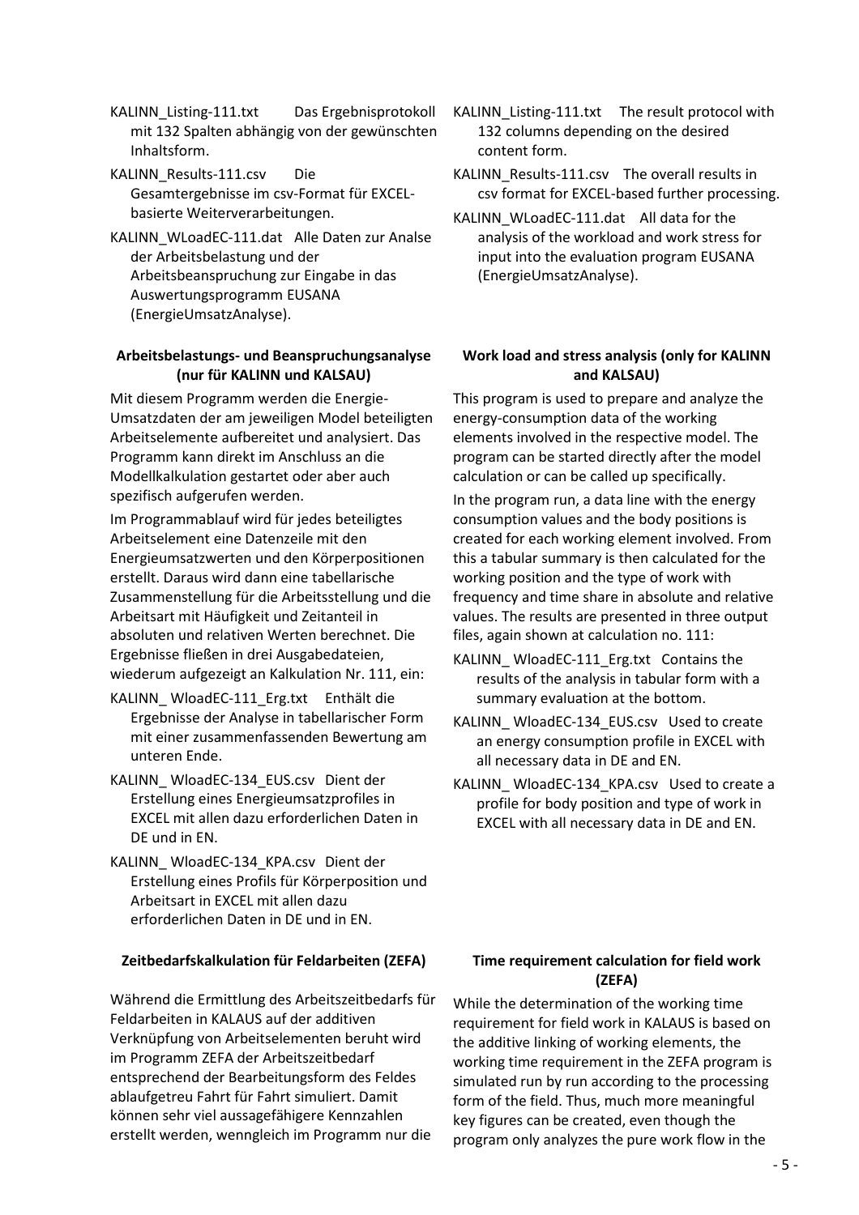KALINN_Listing-111.txt   Das Ergebnisprotokoll mit 132 Spalten abhängig von der gewünschten Inhaltsform.

KALINN_Results-111.csv   Die Gesamtergebnisse im csv-Format für EXCEL-basierte Weiterverarbeitungen.

KALINN_WLoadEC-111.dat   Alle Daten zur Analse der Arbeitsbelastung und der Arbeitsbeanspruchung zur Eingabe in das Auswertungsprogramm EUSANA (EnergieUmsatzAnalyse).

### Arbeitsbelastungs- und Beanspruchungsanalyse (nur für KALINN und KALSAU)

Mit diesem Programm werden die Energie-Umsatzdaten der am jeweiligen Model beteiligten Arbeitselemente aufbereitet und analysiert. Das Programm kann direkt im Anschluss an die Modellkalkulation gestartet oder aber auch spezifisch aufgerufen werden.

Im Programmablauf wird für jedes beteiligtes Arbeitselement eine Datenzeile mit den Energieumsatzwerten und den Körperpositionen erstellt. Daraus wird dann eine tabellarische Zusammenstellung für die Arbeitsstellung und die Arbeitsart mit Häufigkeit und Zeitanteil in absoluten und relativen Werten berechnet. Die Ergebnisse fließen in drei Ausgabedateien, wiederum aufgezeigt an Kalkulation Nr. 111, ein:

KALINN_ WloadEC-111_Erg.txt   Enthält die Ergebnisse der Analyse in tabellarischer Form mit einer zusammenfassenden Bewertung am unteren Ende.

KALINN_ WloadEC-134_EUS.csv   Dient der Erstellung eines Energieumsatzprofiles in EXCEL mit allen dazu erforderlichen Daten in DE und in EN.

KALINN_ WloadEC-134_KPA.csv   Dient der Erstellung eines Profils für Körperposition und Arbeitsart in EXCEL mit allen dazu erforderlichen Daten in DE und in EN.

### Zeitbedarfskalkulation für Feldarbeiten (ZEFA)

Während die Ermittlung des Arbeitszeitbedarfs für Feldarbeiten in KALAUS auf der additiven Verknüpfung von Arbeitselementen beruht wird im Programm ZEFA der Arbeitszeitbedarf entsprechend der Bearbeitungsform des Feldes ablaufgetreu Fahrt für Fahrt simuliert. Damit können sehr viel aussagefähigere Kennzahlen erstellt werden, wenngleich im Programm nur die

KALINN_Listing-111.txt   The result protocol with 132 columns depending on the desired content form.

KALINN_Results-111.csv   The overall results in csv format for EXCEL-based further processing.

KALINN_WLoadEC-111.dat   All data for the analysis of the workload and work stress for input into the evaluation program EUSANA (EnergieUmsatzAnalyse).

### Work load and stress analysis (only for KALINN and KALSAU)

This program is used to prepare and analyze the energy-consumption data of the working elements involved in the respective model. The program can be started directly after the model calculation or can be called up specifically.

In the program run, a data line with the energy consumption values and the body positions is created for each working element involved. From this a tabular summary is then calculated for the working position and the type of work with frequency and time share in absolute and relative values. The results are presented in three output files, again shown at calculation no. 111:

KALINN_ WloadEC-111_Erg.txt   Contains the results of the analysis in tabular form with a summary evaluation at the bottom.

KALINN_ WloadEC-134_EUS.csv   Used to create an energy consumption profile in EXCEL with all necessary data in DE and EN.

KALINN_ WloadEC-134_KPA.csv   Used to create a profile for body position and type of work in EXCEL with all necessary data in DE and EN.

### Time requirement calculation for field work (ZEFA)

While the determination of the working time requirement for field work in KALAUS is based on the additive linking of working elements, the working time requirement in the ZEFA program is simulated run by run according to the processing form of the field. Thus, much more meaningful key figures can be created, even though the program only analyzes the pure work flow in the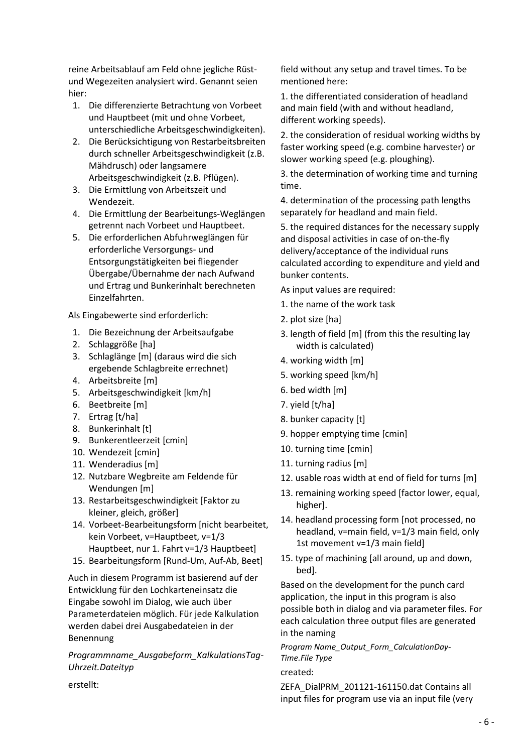reine Arbeitsablauf am Feld ohne jegliche Rüst- und Wegezeiten analysiert wird. Genannt seien hier:

1. Die differenzierte Betrachtung von Vorbeet und Hauptbeet (mit und ohne Vorbeet, unterschiedliche Arbeitsgeschwindigkeiten).
2. Die Berücksichtigung von Restarbeitsbreiten durch schneller Arbeitsgeschwindigkeit (z.B. Mähdrusch) oder langsamere Arbeitsgeschwindigkeit (z.B. Pflügen).
3. Die Ermittlung von Arbeitszeit und Wendezeit.
4. Die Ermittlung der Bearbeitungs-Weglängen getrennt nach Vorbeet und Hauptbeet.
5. Die erforderlichen Abfuhrweglängen für erforderliche Versorgungs- und Entsorgungstätigkeiten bei fliegender Übergabe/Übernahme der nach Aufwand und Ertrag und Bunkerinhalt berechneten Einzelfahrten.

Als Eingabewerte sind erforderlich:

1. Die Bezeichnung der Arbeitsaufgabe
2. Schlaggröße [ha]
3. Schlaglänge [m] (daraus wird die sich ergebende Schlagbreite errechnet)
4. Arbeitsbreite [m]
5. Arbeitsgeschwindigkeit [km/h]
6. Beetbreite [m]
7. Ertrag [t/ha]
8. Bunkerinhalt [t]
9. Bunkerentleerzeit [cmin]
10. Wendezeit [cmin]
11. Wenderadius [m]
12. Nutzbare Wegbreite am Feldende für Wendungen [m]
13. Restarbeitsgeschwindigkeit [Faktor zu kleiner, gleich, größer]
14. Vorbeet-Bearbeitungsform [nicht bearbeitet, kein Vorbeet, v=Hauptbeet, v=1/3 Hauptbeet, nur 1. Fahrt v=1/3 Hauptbeet]
15. Bearbeitungsform [Rund-Um, Auf-Ab, Beet]

Auch in diesem Programm ist basierend auf der Entwicklung für den Lochkarteneinsatz die Eingabe sowohl im Dialog, wie auch über Parameterdateien möglich. Für jede Kalkulation werden dabei drei Ausgabedateien in der Benennung

*Programmname_Ausgabeform_KalkulationsTag-Uhrzeit.Dateityp*

erstellt:

field without any setup and travel times. To be mentioned here:

1. the differentiated consideration of headland and main field (with and without headland, different working speeds).
2. the consideration of residual working widths by faster working speed (e.g. combine harvester) or slower working speed (e.g. ploughing).
3. the determination of working time and turning time.
4. determination of the processing path lengths separately for headland and main field.
5. the required distances for the necessary supply and disposal activities in case of on-the-fly delivery/acceptance of the individual runs calculated according to expenditure and yield and bunker contents.

As input values are required:

1. the name of the work task
2. plot size [ha]
3. length of field [m] (from this the resulting lay width is calculated)
4. working width [m]
5. working speed [km/h]
6. bed width [m]
7. yield [t/ha]
8. bunker capacity [t]
9. hopper emptying time [cmin]
10. turning time [cmin]
11. turning radius [m]
12. usable roas width at end of field for turns [m]
13. remaining working speed [factor lower, equal, higher].
14. headland processing form [not processed, no headland, v=main field, v=1/3 main field, only 1st movement v=1/3 main field]
15. type of machining [all around, up and down, bed].

Based on the development for the punch card application, the input in this program is also possible both in dialog and via parameter files. For each calculation three output files are generated in the naming

*Program Name_Output_Form_CalculationDay-Time.File Type*

created:

ZEFA_DialPRM_201121-161150.dat Contains all input files for program use via an input file (very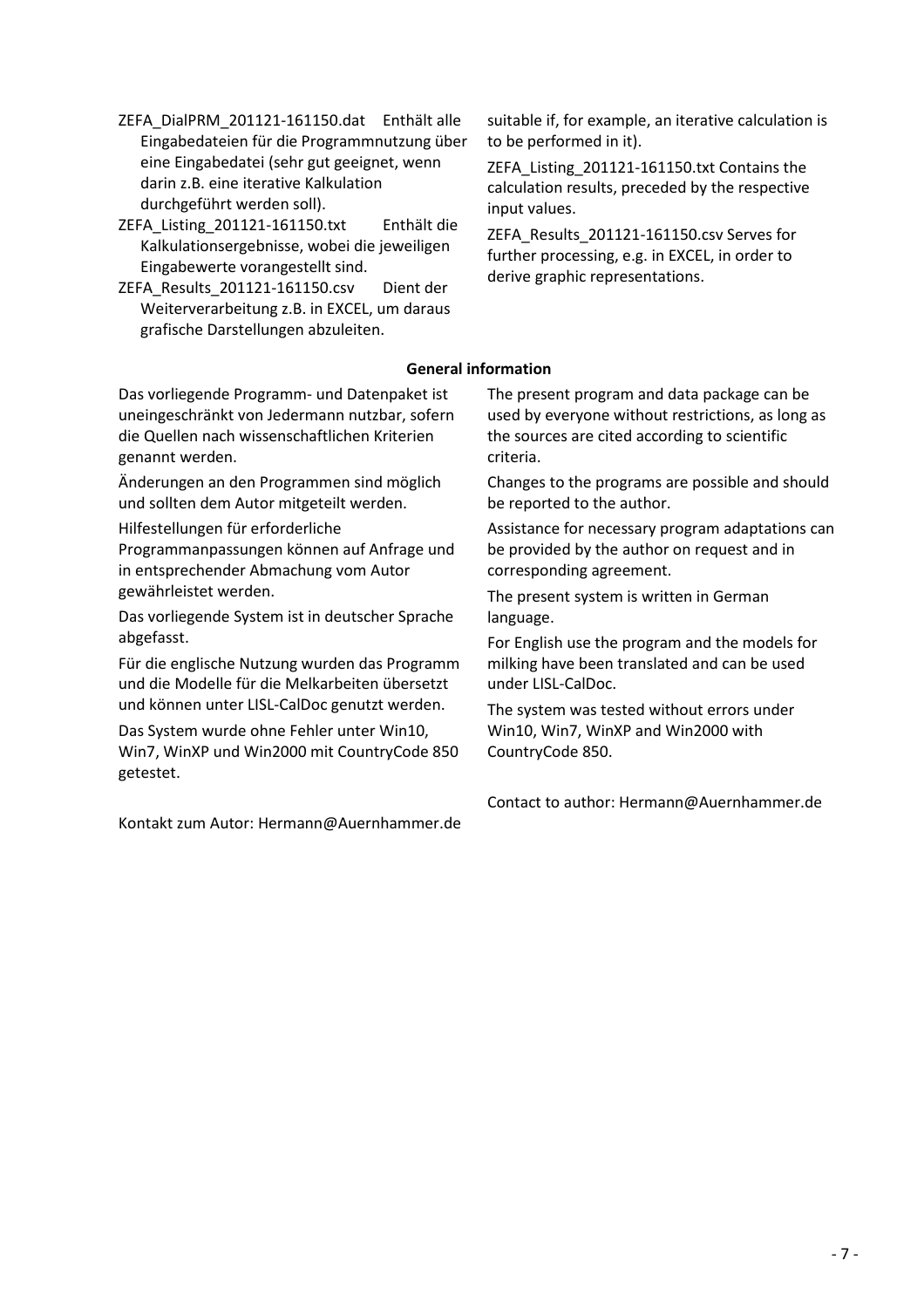ZEFA_DialPRM_201121-161150.dat Enthält alle Eingabedateien für die Programmnutzung über eine Eingabedatei (sehr gut geeignet, wenn darin z.B. eine iterative Kalkulation durchgeführt werden soll).

ZEFA_Listing_201121-161150.txt Enthält die Kalkulationsergebnisse, wobei die jeweiligen Eingabewerte vorangestellt sind.

ZEFA_Results_201121-161150.csv Dient der Weiterverarbeitung z.B. in EXCEL, um daraus grafische Darstellungen abzuleiten.

suitable if, for example, an iterative calculation is to be performed in it).

ZEFA_Listing_201121-161150.txt Contains the calculation results, preceded by the respective input values.

ZEFA_Results_201121-161150.csv Serves for further processing, e.g. in EXCEL, in order to derive graphic representations.

**General information**

Das vorliegende Programm- und Datenpaket ist uneingeschränkt von Jedermann nutzbar, sofern die Quellen nach wissenschaftlichen Kriterien genannt werden.

Änderungen an den Programmen sind möglich und sollten dem Autor mitgeteilt werden.

Hilfestellungen für erforderliche Programmanpassungen können auf Anfrage und in entsprechender Abmachung vom Autor gewährleistet werden.

Das vorliegende System ist in deutscher Sprache abgefasst.

Für die englische Nutzung wurden das Programm und die Modelle für die Melkarbeiten übersetzt und können unter LISL-CalDoc genutzt werden.

Das System wurde ohne Fehler unter Win10, Win7, WinXP und Win2000 mit CountryCode 850 getestet.

Kontakt zum Autor: Hermann@Auernhammer.de

The present program and data package can be used by everyone without restrictions, as long as the sources are cited according to scientific criteria.

Changes to the programs are possible and should be reported to the author.

Assistance for necessary program adaptations can be provided by the author on request and in corresponding agreement.

The present system is written in German language.

For English use the program and the models for milking have been translated and can be used under LISL-CalDoc.

The system was tested without errors under Win10, Win7, WinXP and Win2000 with CountryCode 850.

Contact to author: Hermann@Auernhammer.de